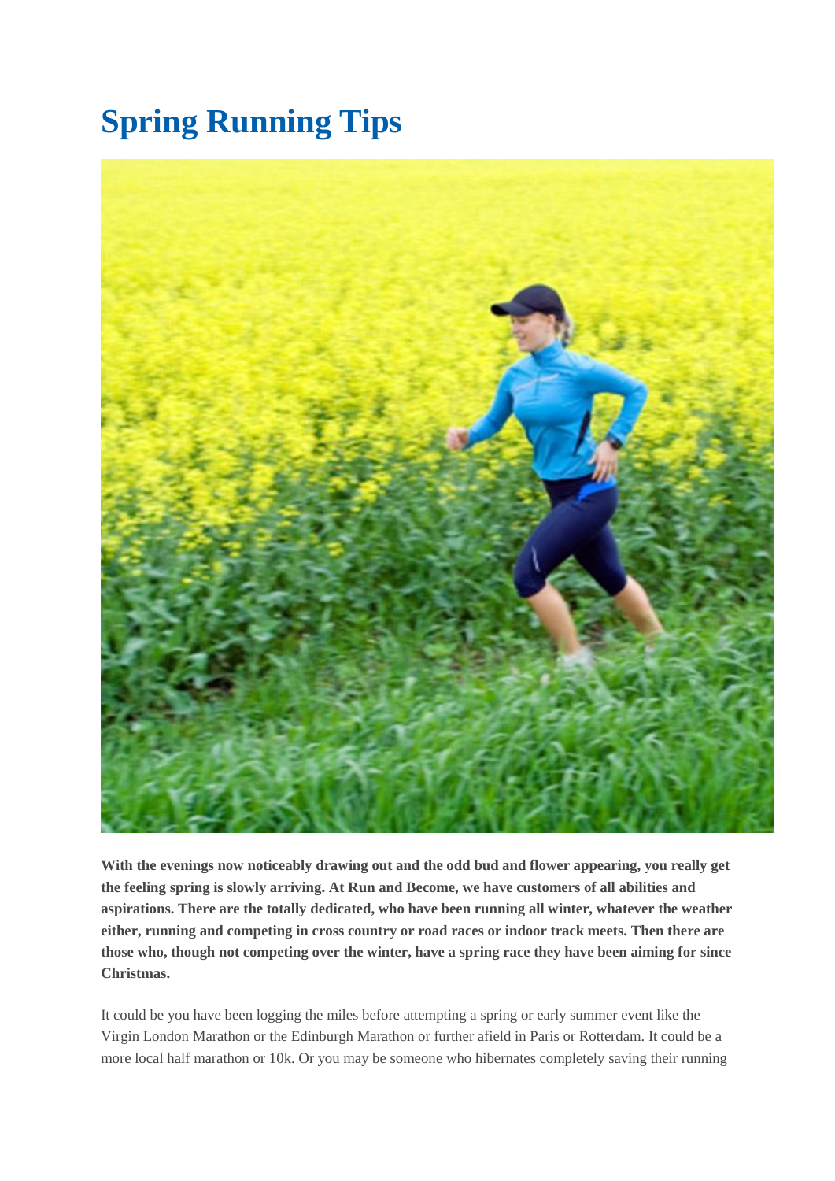# Spring Running Tips

**With the evenings now noticeably drawing out and the odd bud and flower appearing, you really get the feeling spring is slowly arriving. At Run and Become, we have customers of all abilities and aspirations. There are the totally dedicated, who have been running all winter, whatever the weather either, running and competing in cross country or road races or indoor track meets. Then there are those who, though not competing over the winter, have a spring race they have been aiming for since Christmas.**

It could be you have been logging the miles before attempting a spring or early summer event like the Virgin London Marathon or the Edinburgh Marathon or further afield in Paris or Rotterdam. It could be a more local half marathon or 10k. Or you may be someone who hibernates completely saving their running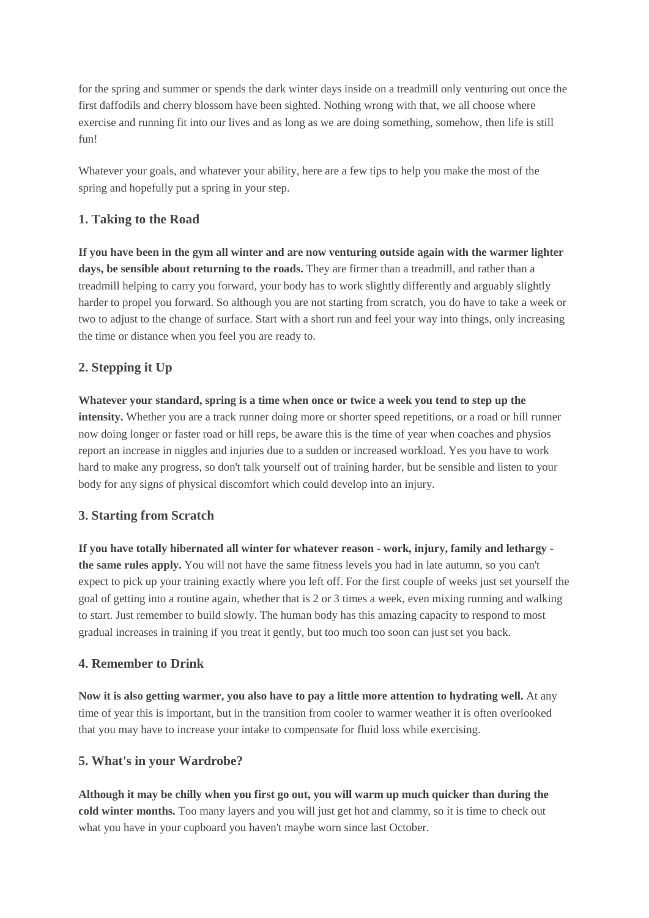for the spring and summer or spends the dark winter days inside on a treadmill only venturing out once the first daffodils and cherry blossom have been sighted. Nothing wrong with that, we all choose where exercise and running fit into our lives and as long as we are doing something, somehow, then life is still fun!

Whatever your goals, and whatever your ability, here are a few tips to help you make the most of the spring and hopefully put a spring in your step.

### 1. Taking to the Road

**If you have been in the gym all winter and are now venturing outside again with the warmer lighter days, be sensible about returning to the roads.** They are firmer than a treadmill, and rather than a treadmill helping to carry you forward, your body has to work slightly differently and arguably slightly harder to propel you forward. So although you are not starting from scratch, you do have to take a week or two to adjust to the change of surface. Start with a short run and feel your way into things, only increasing the time or distance when you feel you are ready to.

### 2. Stepping it Up

**Whatever your standard, spring is a time when once or twice a week you tend to step up the intensity.** Whether you are a track runner doing more or shorter speed repetitions, or a road or hill runner now doing longer or faster road or hill reps, be aware this is the time of year when coaches and physios report an increase in niggles and injuries due to a sudden or increased workload. Yes you have to work hard to make any progress, so don't talk yourself out of training harder, but be sensible and listen to your body for any signs of physical discomfort which could develop into an injury.

### 3. Starting from Scratch

**If you have totally hibernated all winter for whatever reason - work, injury, family and lethargy - the same rules apply.** You will not have the same fitness levels you had in late autumn, so you can't expect to pick up your training exactly where you left off. For the first couple of weeks just set yourself the goal of getting into a routine again, whether that is 2 or 3 times a week, even mixing running and walking to start. Just remember to build slowly. The human body has this amazing capacity to respond to most gradual increases in training if you treat it gently, but too much too soon can just set you back.

### 4. Remember to Drink

**Now it is also getting warmer, you also have to pay a little more attention to hydrating well.** At any time of year this is important, but in the transition from cooler to warmer weather it is often overlooked that you may have to increase your intake to compensate for fluid loss while exercising.

### 5. What's in your Wardrobe?

**Although it may be chilly when you first go out, you will warm up much quicker than during the cold winter months.** Too many layers and you will just get hot and clammy, so it is time to check out what you have in your cupboard you haven't maybe worn since last October.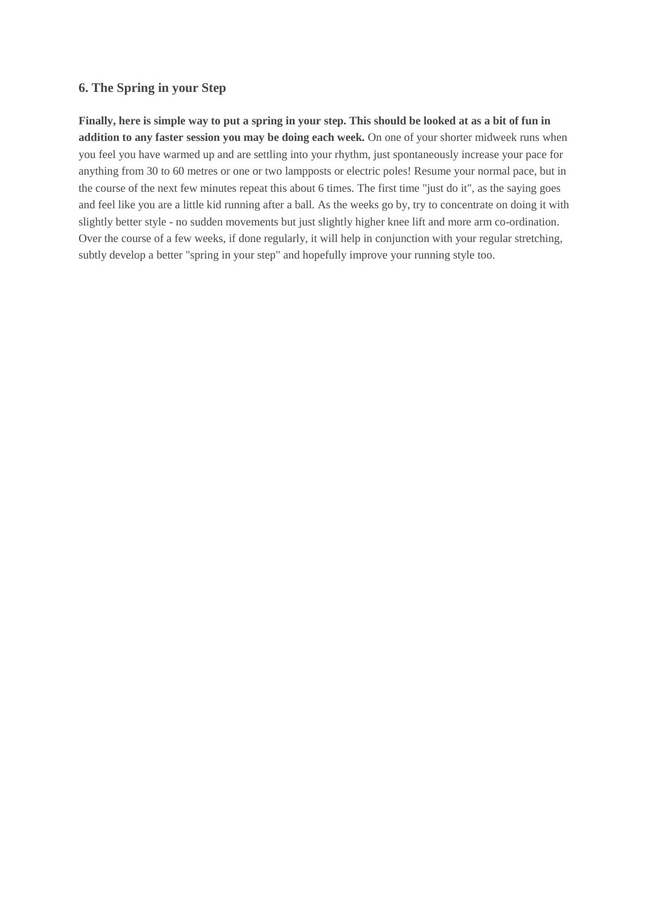### 6. The Spring in your Step

**Finally, here is simple way to put a spring in your step. This should be looked at as a bit of fun in addition to any faster session you may be doing each week.** On one of your shorter midweek runs when you feel you have warmed up and are settling into your rhythm, just spontaneously increase your pace for anything from 30 to 60 metres or one or two lampposts or electric poles! Resume your normal pace, but in the course of the next few minutes repeat this about 6 times. The first time "just do it", as the saying goes and feel like you are a little kid running after a ball. As the weeks go by, try to concentrate on doing it with slightly better style - no sudden movements but just slightly higher knee lift and more arm co-ordination. Over the course of a few weeks, if done regularly, it will help in conjunction with your regular stretching, subtly develop a better "spring in your step" and hopefully improve your running style too.